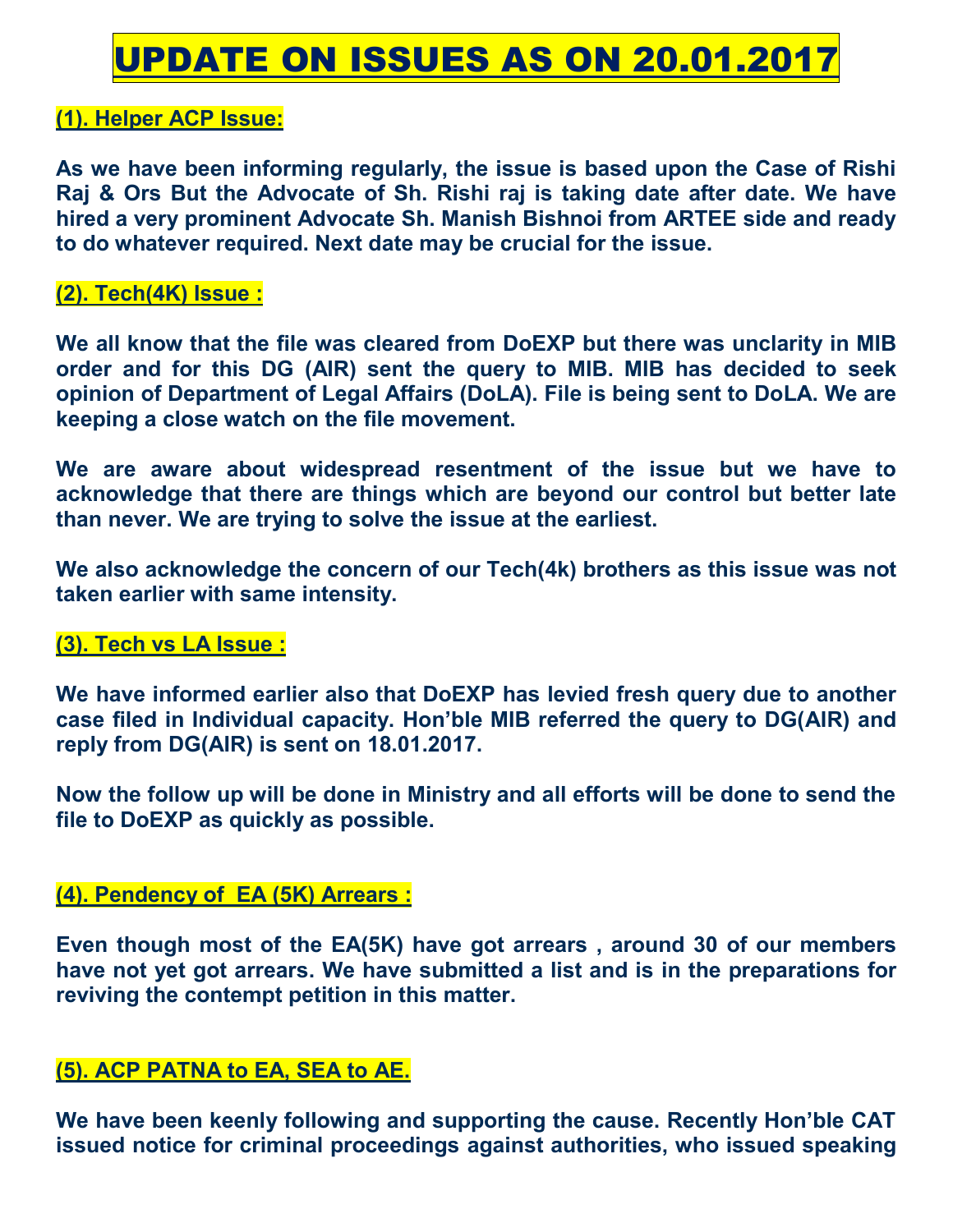# UPDATE ON ISSUES AS ON 20.01.2017

**(1). Helper ACP Issue:**

**As we have been informing regularly, the issue is based upon the Case of Rishi Raj & Ors But the Advocate of Sh. Rishi raj is taking date after date. We have hired a very prominent Advocate Sh. Manish Bishnoi from ARTEE side and ready to do whatever required. Next date may be crucial for the issue.**

**(2). Tech(4K) Issue :**

**We all know that the file was cleared from DoEXP but there was unclarity in MIB order and for this DG (AIR) sent the query to MIB. MIB has decided to seek opinion of Department of Legal Affairs (DoLA). File is being sent to DoLA. We are keeping a close watch on the file movement.**

**We are aware about widespread resentment of the issue but we have to acknowledge that there are things which are beyond our control but better late than never. We are trying to solve the issue at the earliest.**

**We also acknowledge the concern of our Tech(4k) brothers as this issue was not taken earlier with same intensity.**

**(3). Tech vs LA Issue :**

**We have informed earlier also that DoEXP has levied fresh query due to another case filed in Individual capacity. Hon'ble MIB referred the query to DG(AIR) and reply from DG(AIR) is sent on 18.01.2017.**

**Now the follow up will be done in Ministry and all efforts will be done to send the file to DoEXP as quickly as possible.**

**(4). Pendency of EA (5K) Arrears :**

**Even though most of the EA(5K) have got arrears , around 30 of our members have not yet got arrears. We have submitted a list and is in the preparations for reviving the contempt petition in this matter.**

**(5). ACP PATNA to EA, SEA to AE.**

**We have been keenly following and supporting the cause. Recently Hon'ble CAT issued notice for criminal proceedings against authorities, who issued speaking**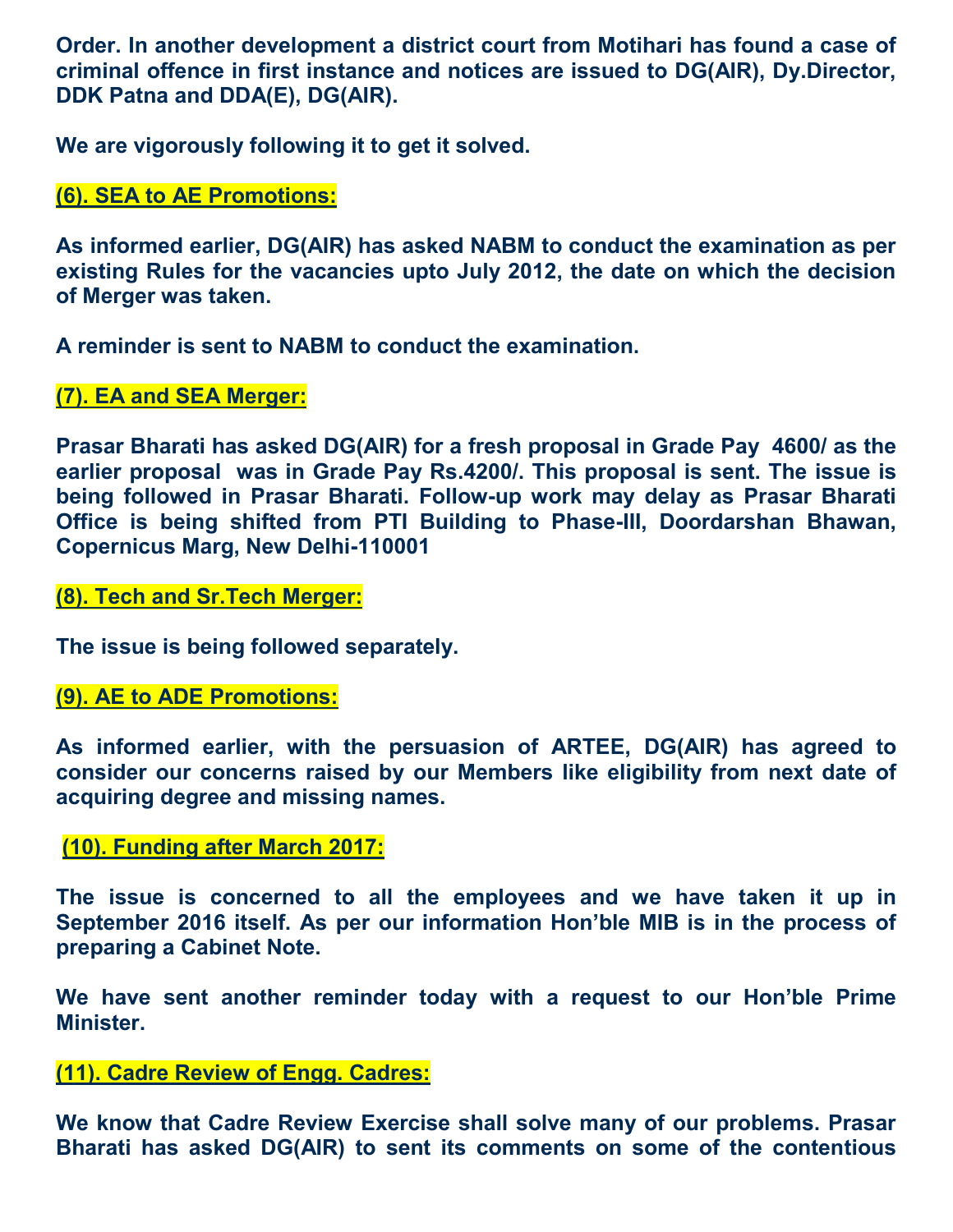**Order. In another development a district court from Motihari has found a case of criminal offence in first instance and notices are issued to DG(AIR), Dy.Director, DDK Patna and DDA(E), DG(AIR).**

**We are vigorously following it to get it solved.**

### (6). SEA to AE Promotions:

**As informed earlier, DG(AIR) has asked NABM to conduct the examination as per existing Rules for the vacancies upto July 2012, the date on which the decision of Merger was taken.**

**A reminder is sent to NABM to conduct the examination.**

### (7). EA and SEA Merger:

**Prasar Bharati has asked DG(AIR) for a fresh proposal in Grade Pay 4600/ as the earlier proposal was in Grade Pay Rs.4200/. This proposal is sent. The issue is being followed in Prasar Bharati. Follow-up work may delay as Prasar Bharati Office is being shifted from PTI Building to Phase-III, Doordarshan Bhawan, Copernicus Marg, New Delhi-110001**

### (8). Tech and Sr.Tech Merger:

**The issue is being followed separately.**

### (9). AE to ADE Promotions:

**As informed earlier, with the persuasion of ARTEE, DG(AIR) has agreed to consider our concerns raised by our Members like eligibility from next date of acquiring degree and missing names.**

### (10). Funding after March 2017:

**The issue is concerned to all the employees and we have taken it up in September 2016 itself. As per our information Hon'ble MIB is in the process of preparing a Cabinet Note.**

**We have sent another reminder today with a request to our Hon'ble Prime Minister.**

### (11). Cadre Review of Engg. Cadres:

**We know that Cadre Review Exercise shall solve many of our problems. Prasar Bharati has asked DG(AIR) to sent its comments on some of the contentious**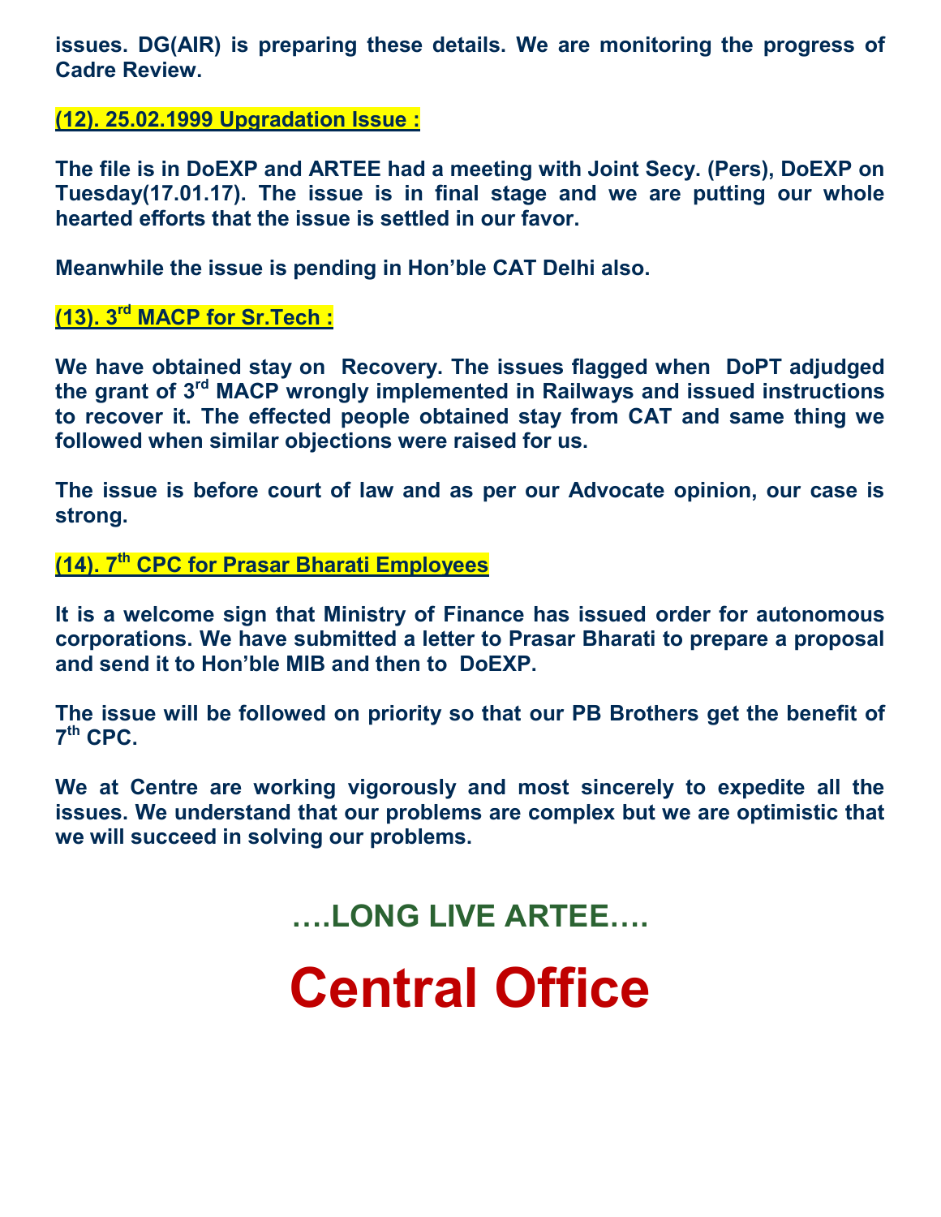**issues. DG(AIR) is preparing these details. We are monitoring the progress of Cadre Review.**

## (12). 25.02.1999 Upgradation Issue :

**The file is in DoEXP and ARTEE had a meeting with Joint Secy. (Pers), DoEXP on Tuesday(17.01.17). The issue is in final stage and we are putting our whole hearted efforts that the issue is settled in our favor.**

**Meanwhile the issue is pending in Hon'ble CAT Delhi also.**

## (13). 3rd MACP for Sr.Tech :

**We have obtained stay on Recovery. The issues flagged when DoPT adjudged the grant of 3rd MACP wrongly implemented in Railways and issued instructions to recover it. The effected people obtained stay from CAT and same thing we followed when similar objections were raised for us.**

**The issue is before court of law and as per our Advocate opinion, our case is strong.**

## (14). 7th CPC for Prasar Bharati Employees

**It is a welcome sign that Ministry of Finance has issued order for autonomous corporations. We have submitted a letter to Prasar Bharati to prepare a proposal and send it to Hon'ble MIB and then to DoEXP.**

**The issue will be followed on priority so that our PB Brothers get the benefit of 7th CPC.**

**We at Centre are working vigorously and most sincerely to expedite all the issues. We understand that our problems are complex but we are optimistic that we will succeed in solving our problems.**

**….LONG LIVE ARTEE….**

# Central Office